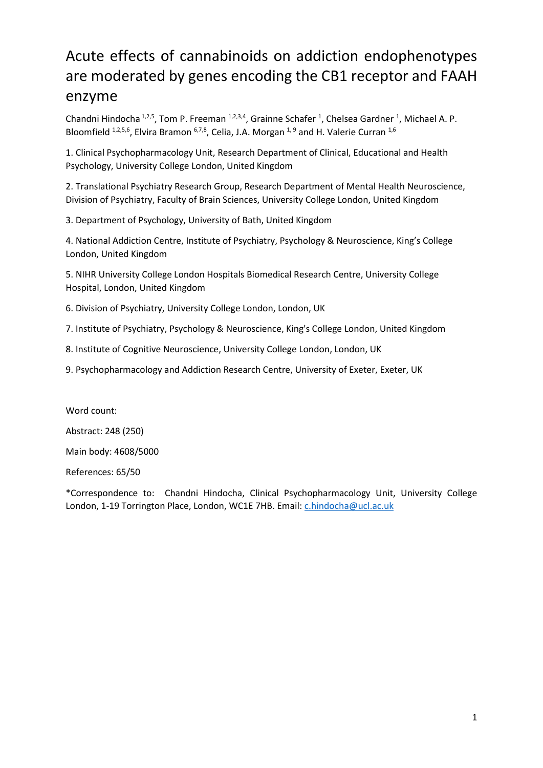# Acute effects of cannabinoids on addiction endophenotypes are moderated by genes encoding the CB1 receptor and FAAH enzyme

Chandni Hindocha [1,2,5], Tom P. Freeman [1,2,3,4], Grainne Schafer [1], Chelsea Gardner [1], Michael A. P. Bloomfield [1,2,5,6], Elvira Bramon [6,7,8], Celia, J.A. Morgan [1,9] and H. Valerie Curran [1,6]

1. Clinical Psychopharmacology Unit, Research Department of Clinical, Educational and Health Psychology, University College London, United Kingdom

2. Translational Psychiatry Research Group, Research Department of Mental Health Neuroscience, Division of Psychiatry, Faculty of Brain Sciences, University College London, United Kingdom

3. Department of Psychology, University of Bath, United Kingdom

4. National Addiction Centre, Institute of Psychiatry, Psychology & Neuroscience, King's College London, United Kingdom

5. NIHR University College London Hospitals Biomedical Research Centre, University College Hospital, London, United Kingdom

6. Division of Psychiatry, University College London, London, UK

7. Institute of Psychiatry, Psychology & Neuroscience, King's College London, United Kingdom

8. Institute of Cognitive Neuroscience, University College London, London, UK

9. Psychopharmacology and Addiction Research Centre, University of Exeter, Exeter, UK

Word count:

Abstract: 248 (250)

Main body: 4608/5000

References: 65/50

*Correspondence to: Chandni Hindocha, Clinical Psychopharmacology Unit, University College London, 1-19 Torrington Place, London, WC1E 7HB. Email: c.hindocha@ucl.ac.uk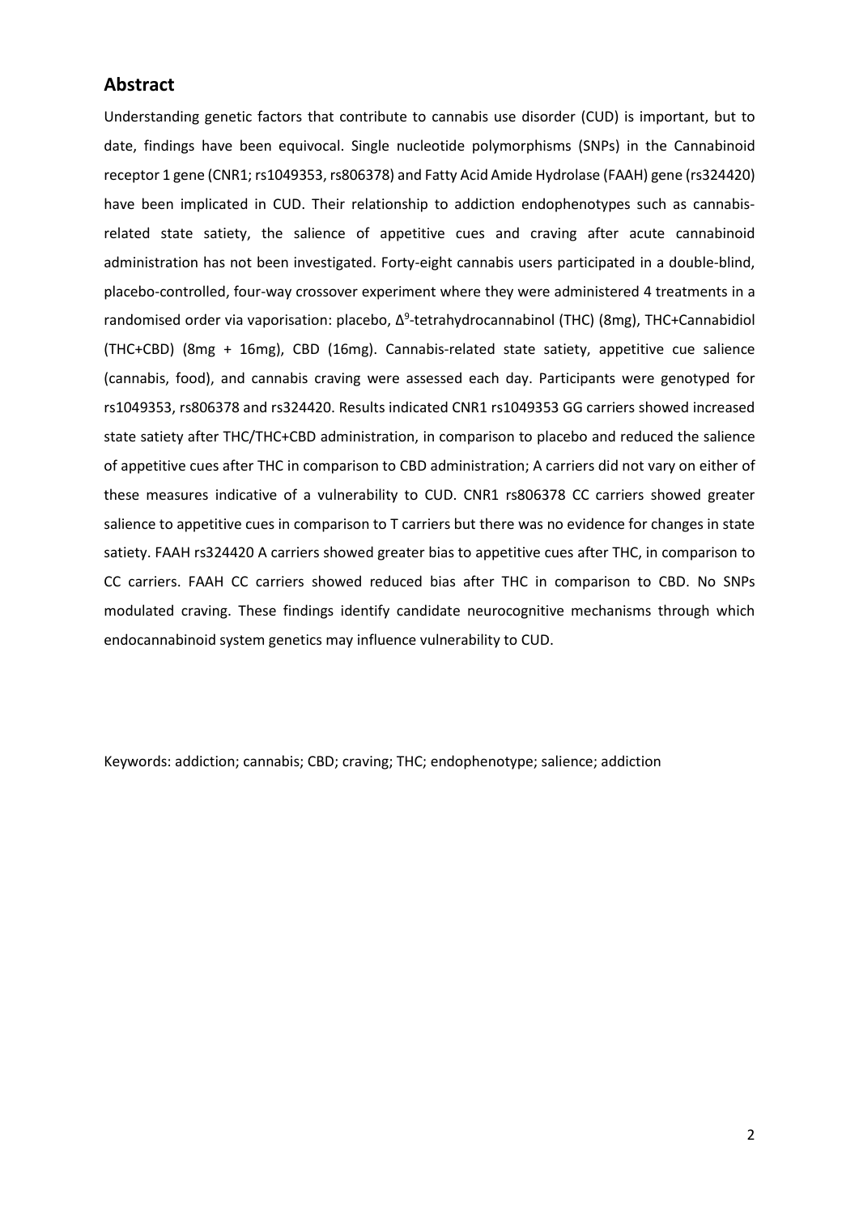## Abstract

Understanding genetic factors that contribute to cannabis use disorder (CUD) is important, but to date, findings have been equivocal. Single nucleotide polymorphisms (SNPs) in the Cannabinoid receptor 1 gene (CNR1; rs1049353, rs806378) and Fatty Acid Amide Hydrolase (FAAH) gene (rs324420) have been implicated in CUD. Their relationship to addiction endophenotypes such as cannabis-related state satiety, the salience of appetitive cues and craving after acute cannabinoid administration has not been investigated. Forty-eight cannabis users participated in a double-blind, placebo-controlled, four-way crossover experiment where they were administered 4 treatments in a randomised order via vaporisation: placebo, $\Delta^9$-tetrahydrocannabinol (THC) (8mg), THC+Cannabidiol (THC+CBD) (8mg + 16mg), CBD (16mg). Cannabis-related state satiety, appetitive cue salience (cannabis, food), and cannabis craving were assessed each day. Participants were genotyped for rs1049353, rs806378 and rs324420. Results indicated CNR1 rs1049353 GG carriers showed increased state satiety after THC/THC+CBD administration, in comparison to placebo and reduced the salience of appetitive cues after THC in comparison to CBD administration; A carriers did not vary on either of these measures indicative of a vulnerability to CUD. CNR1 rs806378 CC carriers showed greater salience to appetitive cues in comparison to T carriers but there was no evidence for changes in state satiety. FAAH rs324420 A carriers showed greater bias to appetitive cues after THC, in comparison to CC carriers. FAAH CC carriers showed reduced bias after THC in comparison to CBD. No SNPs modulated craving. These findings identify candidate neurocognitive mechanisms through which endocannabinoid system genetics may influence vulnerability to CUD.

Keywords: addiction; cannabis; CBD; craving; THC; endophenotype; salience; addiction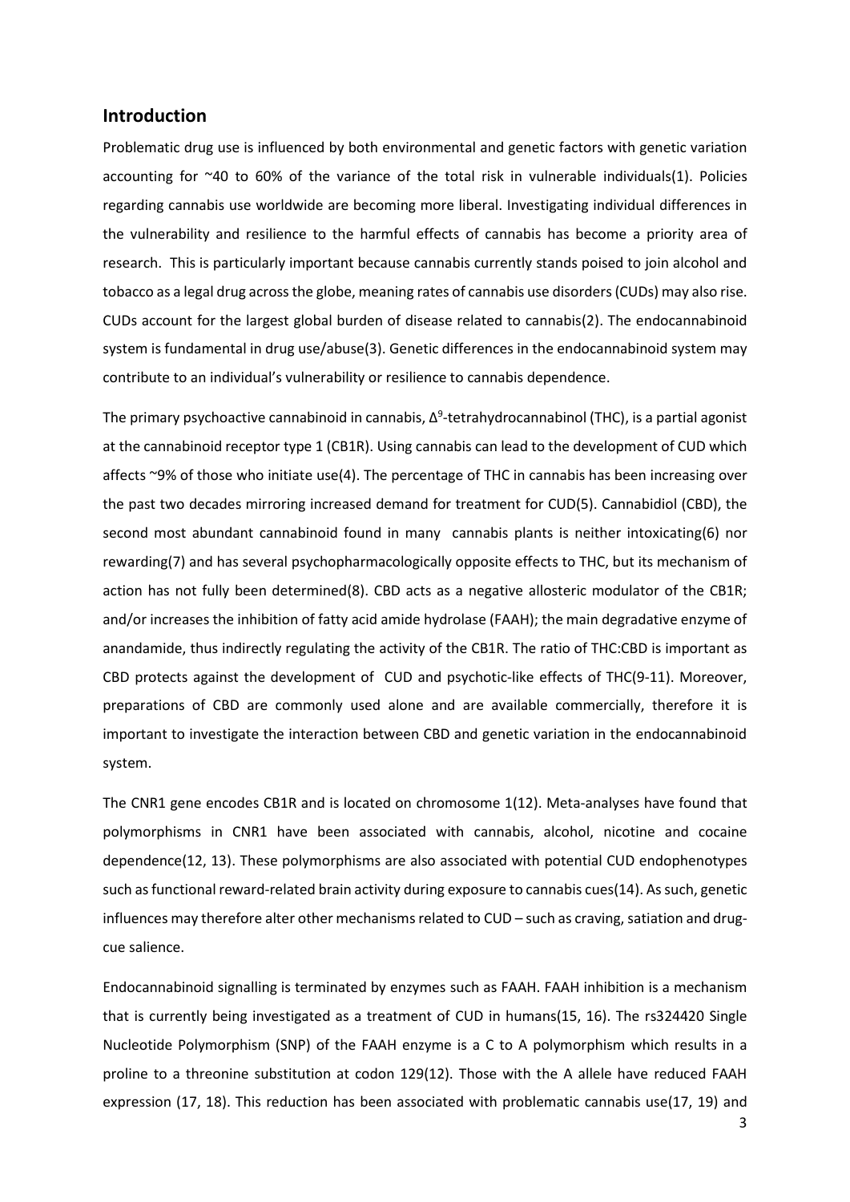## Introduction

Problematic drug use is influenced by both environmental and genetic factors with genetic variation accounting for ~40 to 60% of the variance of the total risk in vulnerable individuals(1). Policies regarding cannabis use worldwide are becoming more liberal. Investigating individual differences in the vulnerability and resilience to the harmful effects of cannabis has become a priority area of research. This is particularly important because cannabis currently stands poised to join alcohol and tobacco as a legal drug across the globe, meaning rates of cannabis use disorders (CUDs) may also rise. CUDs account for the largest global burden of disease related to cannabis(2). The endocannabinoid system is fundamental in drug use/abuse(3). Genetic differences in the endocannabinoid system may contribute to an individual's vulnerability or resilience to cannabis dependence.

The primary psychoactive cannabinoid in cannabis, $\Delta^9$-tetrahydrocannabinol (THC), is a partial agonist at the cannabinoid receptor type 1 (CB1R). Using cannabis can lead to the development of CUD which affects ~9% of those who initiate use(4). The percentage of THC in cannabis has been increasing over the past two decades mirroring increased demand for treatment for CUD(5). Cannabidiol (CBD), the second most abundant cannabinoid found in many cannabis plants is neither intoxicating(6) nor rewarding(7) and has several psychopharmacologically opposite effects to THC, but its mechanism of action has not fully been determined(8). CBD acts as a negative allosteric modulator of the CB1R; and/or increases the inhibition of fatty acid amide hydrolase (FAAH); the main degradative enzyme of anandamide, thus indirectly regulating the activity of the CB1R. The ratio of THC:CBD is important as CBD protects against the development of CUD and psychotic-like effects of THC(9-11). Moreover, preparations of CBD are commonly used alone and are available commercially, therefore it is important to investigate the interaction between CBD and genetic variation in the endocannabinoid system.

The CNR1 gene encodes CB1R and is located on chromosome 1(12). Meta-analyses have found that polymorphisms in CNR1 have been associated with cannabis, alcohol, nicotine and cocaine dependence(12, 13). These polymorphisms are also associated with potential CUD endophenotypes such as functional reward-related brain activity during exposure to cannabis cues(14). As such, genetic influences may therefore alter other mechanisms related to CUD – such as craving, satiation and drug-cue salience.

Endocannabinoid signalling is terminated by enzymes such as FAAH. FAAH inhibition is a mechanism that is currently being investigated as a treatment of CUD in humans(15, 16). The rs324420 Single Nucleotide Polymorphism (SNP) of the FAAH enzyme is a C to A polymorphism which results in a proline to a threonine substitution at codon 129(12). Those with the A allele have reduced FAAH expression (17, 18). This reduction has been associated with problematic cannabis use(17, 19) and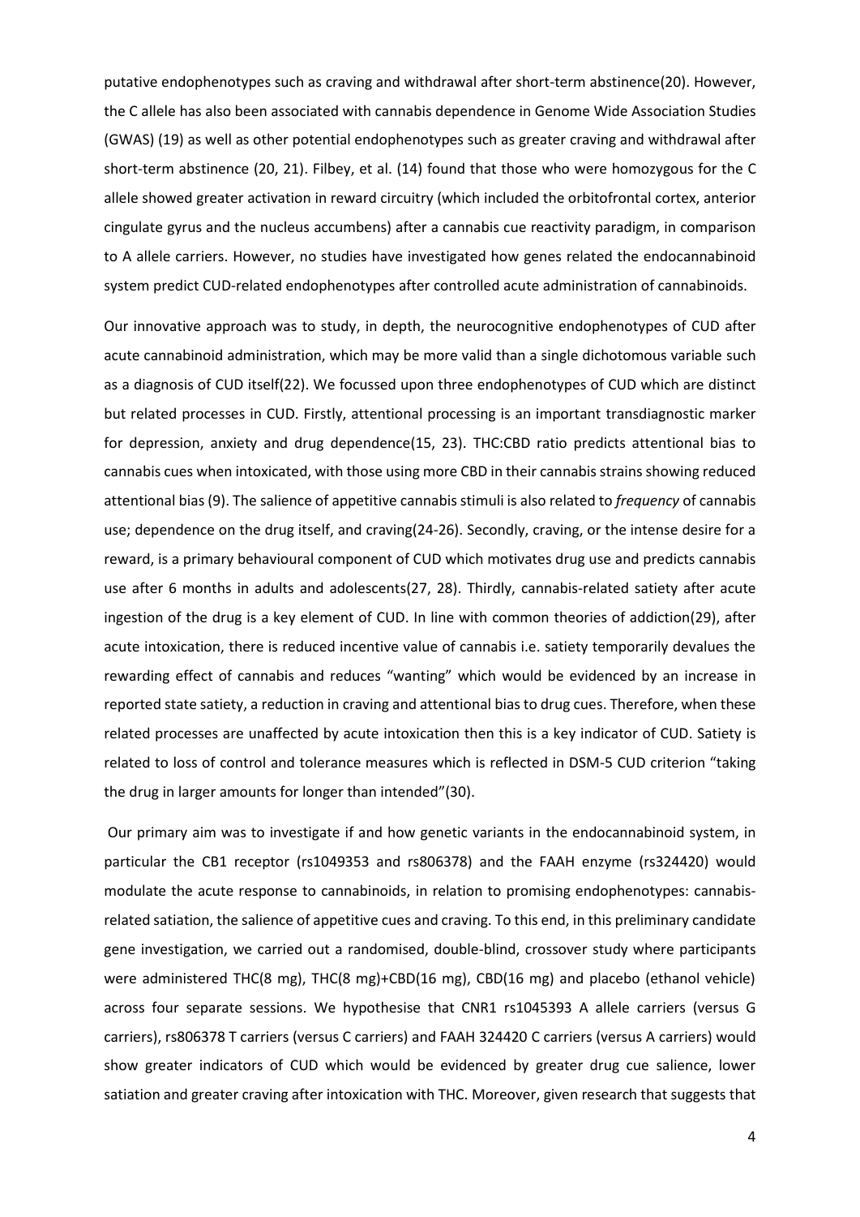putative endophenotypes such as craving and withdrawal after short-term abstinence(20). However, the C allele has also been associated with cannabis dependence in Genome Wide Association Studies (GWAS) (19) as well as other potential endophenotypes such as greater craving and withdrawal after short-term abstinence (20, 21). Filbey, et al. (14) found that those who were homozygous for the C allele showed greater activation in reward circuitry (which included the orbitofrontal cortex, anterior cingulate gyrus and the nucleus accumbens) after a cannabis cue reactivity paradigm, in comparison to A allele carriers. However, no studies have investigated how genes related the endocannabinoid system predict CUD-related endophenotypes after controlled acute administration of cannabinoids.

Our innovative approach was to study, in depth, the neurocognitive endophenotypes of CUD after acute cannabinoid administration, which may be more valid than a single dichotomous variable such as a diagnosis of CUD itself(22). We focussed upon three endophenotypes of CUD which are distinct but related processes in CUD. Firstly, attentional processing is an important transdiagnostic marker for depression, anxiety and drug dependence(15, 23). THC:CBD ratio predicts attentional bias to cannabis cues when intoxicated, with those using more CBD in their cannabis strains showing reduced attentional bias (9). The salience of appetitive cannabis stimuli is also related to *frequency* of cannabis use; dependence on the drug itself, and craving(24-26). Secondly, craving, or the intense desire for a reward, is a primary behavioural component of CUD which motivates drug use and predicts cannabis use after 6 months in adults and adolescents(27, 28). Thirdly, cannabis-related satiety after acute ingestion of the drug is a key element of CUD. In line with common theories of addiction(29), after acute intoxication, there is reduced incentive value of cannabis i.e. satiety temporarily devalues the rewarding effect of cannabis and reduces "wanting" which would be evidenced by an increase in reported state satiety, a reduction in craving and attentional bias to drug cues. Therefore, when these related processes are unaffected by acute intoxication then this is a key indicator of CUD. Satiety is related to loss of control and tolerance measures which is reflected in DSM-5 CUD criterion "taking the drug in larger amounts for longer than intended"(30).

Our primary aim was to investigate if and how genetic variants in the endocannabinoid system, in particular the CB1 receptor (rs1049353 and rs806378) and the FAAH enzyme (rs324420) would modulate the acute response to cannabinoids, in relation to promising endophenotypes: cannabis-related satiation, the salience of appetitive cues and craving. To this end, in this preliminary candidate gene investigation, we carried out a randomised, double-blind, crossover study where participants were administered THC(8 mg), THC(8 mg)+CBD(16 mg), CBD(16 mg) and placebo (ethanol vehicle) across four separate sessions. We hypothesise that CNR1 rs1045393 A allele carriers (versus G carriers), rs806378 T carriers (versus C carriers) and FAAH 324420 C carriers (versus A carriers) would show greater indicators of CUD which would be evidenced by greater drug cue salience, lower satiation and greater craving after intoxication with THC. Moreover, given research that suggests that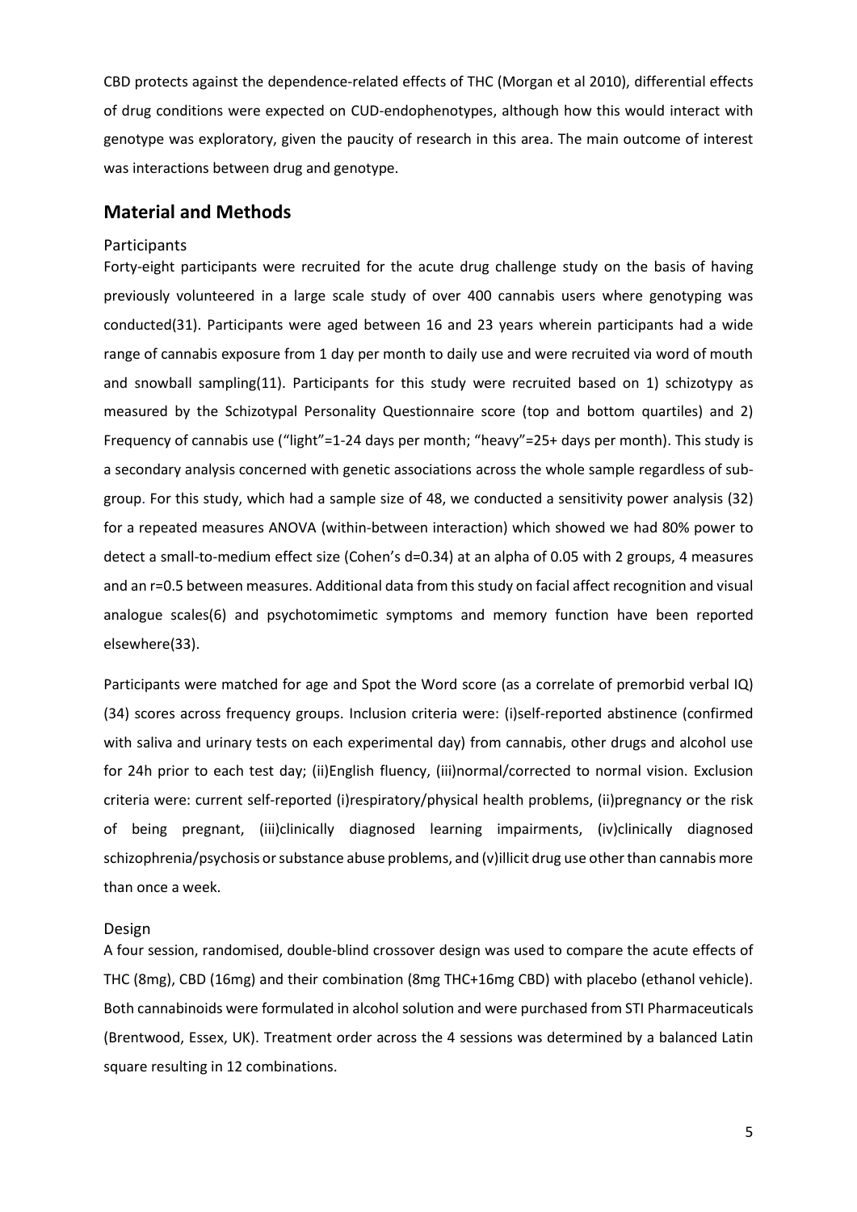CBD protects against the dependence-related effects of THC (Morgan et al 2010), differential effects of drug conditions were expected on CUD-endophenotypes, although how this would interact with genotype was exploratory, given the paucity of research in this area. The main outcome of interest was interactions between drug and genotype.

## Material and Methods

### Participants

Forty-eight participants were recruited for the acute drug challenge study on the basis of having previously volunteered in a large scale study of over 400 cannabis users where genotyping was conducted(31). Participants were aged between 16 and 23 years wherein participants had a wide range of cannabis exposure from 1 day per month to daily use and were recruited via word of mouth and snowball sampling(11). Participants for this study were recruited based on 1) schizotypy as measured by the Schizotypal Personality Questionnaire score (top and bottom quartiles) and 2) Frequency of cannabis use ("light"=1-24 days per month; "heavy"=25+ days per month). This study is a secondary analysis concerned with genetic associations across the whole sample regardless of sub-group. For this study, which had a sample size of 48, we conducted a sensitivity power analysis (32) for a repeated measures ANOVA (within-between interaction) which showed we had 80% power to detect a small-to-medium effect size (Cohen's d=0.34) at an alpha of 0.05 with 2 groups, 4 measures and an r=0.5 between measures. Additional data from this study on facial affect recognition and visual analogue scales(6) and psychotomimetic symptoms and memory function have been reported elsewhere(33).

Participants were matched for age and Spot the Word score (as a correlate of premorbid verbal IQ) (34) scores across frequency groups. Inclusion criteria were: (i)self-reported abstinence (confirmed with saliva and urinary tests on each experimental day) from cannabis, other drugs and alcohol use for 24h prior to each test day; (ii)English fluency, (iii)normal/corrected to normal vision. Exclusion criteria were: current self-reported (i)respiratory/physical health problems, (ii)pregnancy or the risk of being pregnant, (iii)clinically diagnosed learning impairments, (iv)clinically diagnosed schizophrenia/psychosis or substance abuse problems, and (v)illicit drug use other than cannabis more than once a week.

### Design

A four session, randomised, double-blind crossover design was used to compare the acute effects of THC (8mg), CBD (16mg) and their combination (8mg THC+16mg CBD) with placebo (ethanol vehicle). Both cannabinoids were formulated in alcohol solution and were purchased from STI Pharmaceuticals (Brentwood, Essex, UK). Treatment order across the 4 sessions was determined by a balanced Latin square resulting in 12 combinations.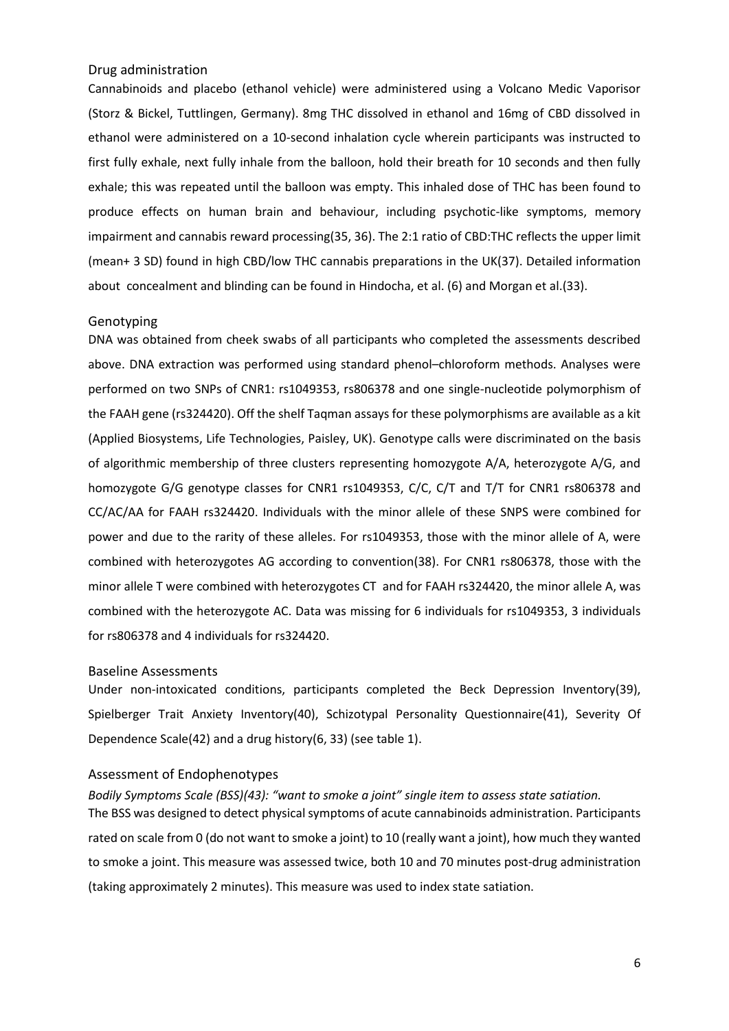## Drug administration

Cannabinoids and placebo (ethanol vehicle) were administered using a Volcano Medic Vaporisor (Storz & Bickel, Tuttlingen, Germany). 8mg THC dissolved in ethanol and 16mg of CBD dissolved in ethanol were administered on a 10-second inhalation cycle wherein participants was instructed to first fully exhale, next fully inhale from the balloon, hold their breath for 10 seconds and then fully exhale; this was repeated until the balloon was empty. This inhaled dose of THC has been found to produce effects on human brain and behaviour, including psychotic-like symptoms, memory impairment and cannabis reward processing(35, 36). The 2:1 ratio of CBD:THC reflects the upper limit (mean+ 3 SD) found in high CBD/low THC cannabis preparations in the UK(37). Detailed information about concealment and blinding can be found in Hindocha, et al. (6) and Morgan et al.(33).

## Genotyping

DNA was obtained from cheek swabs of all participants who completed the assessments described above. DNA extraction was performed using standard phenol–chloroform methods. Analyses were performed on two SNPs of CNR1: rs1049353, rs806378 and one single-nucleotide polymorphism of the FAAH gene (rs324420). Off the shelf Taqman assays for these polymorphisms are available as a kit (Applied Biosystems, Life Technologies, Paisley, UK). Genotype calls were discriminated on the basis of algorithmic membership of three clusters representing homozygote A/A, heterozygote A/G, and homozygote G/G genotype classes for CNR1 rs1049353, C/C, C/T and T/T for CNR1 rs806378 and CC/AC/AA for FAAH rs324420. Individuals with the minor allele of these SNPS were combined for power and due to the rarity of these alleles. For rs1049353, those with the minor allele of A, were combined with heterozygotes AG according to convention(38). For CNR1 rs806378, those with the minor allele T were combined with heterozygotes CT and for FAAH rs324420, the minor allele A, was combined with the heterozygote AC. Data was missing for 6 individuals for rs1049353, 3 individuals for rs806378 and 4 individuals for rs324420.

## Baseline Assessments

Under non-intoxicated conditions, participants completed the Beck Depression Inventory(39), Spielberger Trait Anxiety Inventory(40), Schizotypal Personality Questionnaire(41), Severity Of Dependence Scale(42) and a drug history(6, 33) (see table 1).

## Assessment of Endophenotypes

*Bodily Symptoms Scale (BSS)(43): "want to smoke a joint" single item to assess state satiation.*

The BSS was designed to detect physical symptoms of acute cannabinoids administration. Participants rated on scale from 0 (do not want to smoke a joint) to 10 (really want a joint), how much they wanted to smoke a joint. This measure was assessed twice, both 10 and 70 minutes post-drug administration (taking approximately 2 minutes). This measure was used to index state satiation.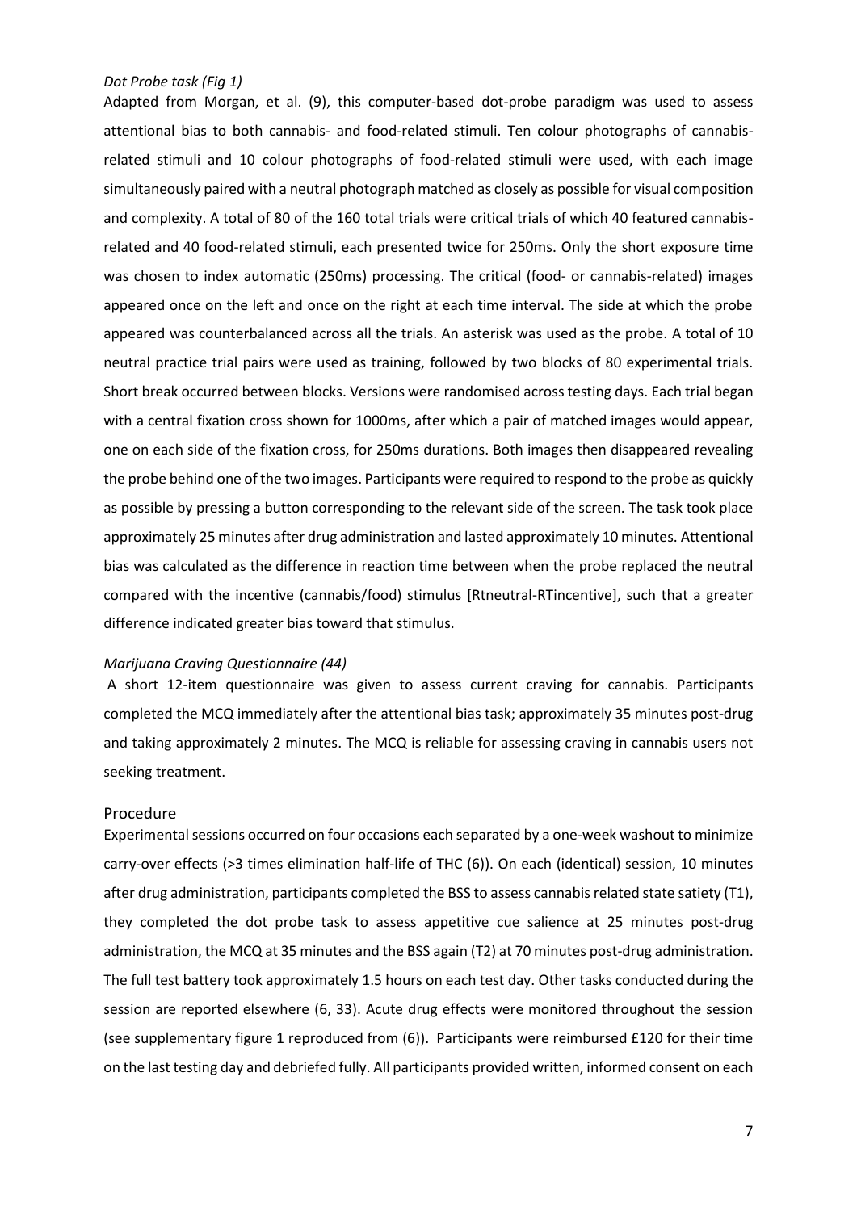*Dot Probe task (Fig 1)*

Adapted from Morgan, et al. (9), this computer-based dot-probe paradigm was used to assess attentional bias to both cannabis- and food-related stimuli. Ten colour photographs of cannabis-related stimuli and 10 colour photographs of food-related stimuli were used, with each image simultaneously paired with a neutral photograph matched as closely as possible for visual composition and complexity. A total of 80 of the 160 total trials were critical trials of which 40 featured cannabis-related and 40 food-related stimuli, each presented twice for 250ms. Only the short exposure time was chosen to index automatic (250ms) processing. The critical (food- or cannabis-related) images appeared once on the left and once on the right at each time interval. The side at which the probe appeared was counterbalanced across all the trials. An asterisk was used as the probe. A total of 10 neutral practice trial pairs were used as training, followed by two blocks of 80 experimental trials. Short break occurred between blocks. Versions were randomised across testing days. Each trial began with a central fixation cross shown for 1000ms, after which a pair of matched images would appear, one on each side of the fixation cross, for 250ms durations. Both images then disappeared revealing the probe behind one of the two images. Participants were required to respond to the probe as quickly as possible by pressing a button corresponding to the relevant side of the screen. The task took place approximately 25 minutes after drug administration and lasted approximately 10 minutes. Attentional bias was calculated as the difference in reaction time between when the probe replaced the neutral compared with the incentive (cannabis/food) stimulus [Rtneutral-RTincentive], such that a greater difference indicated greater bias toward that stimulus.

*Marijuana Craving Questionnaire (44)*

A short 12-item questionnaire was given to assess current craving for cannabis. Participants completed the MCQ immediately after the attentional bias task; approximately 35 minutes post-drug and taking approximately 2 minutes. The MCQ is reliable for assessing craving in cannabis users not seeking treatment.

## Procedure

Experimental sessions occurred on four occasions each separated by a one-week washout to minimize carry-over effects (>3 times elimination half-life of THC (6)). On each (identical) session, 10 minutes after drug administration, participants completed the BSS to assess cannabis related state satiety (T1), they completed the dot probe task to assess appetitive cue salience at 25 minutes post-drug administration, the MCQ at 35 minutes and the BSS again (T2) at 70 minutes post-drug administration. The full test battery took approximately 1.5 hours on each test day. Other tasks conducted during the session are reported elsewhere (6, 33). Acute drug effects were monitored throughout the session (see supplementary figure 1 reproduced from (6)). Participants were reimbursed £120 for their time on the last testing day and debriefed fully. All participants provided written, informed consent on each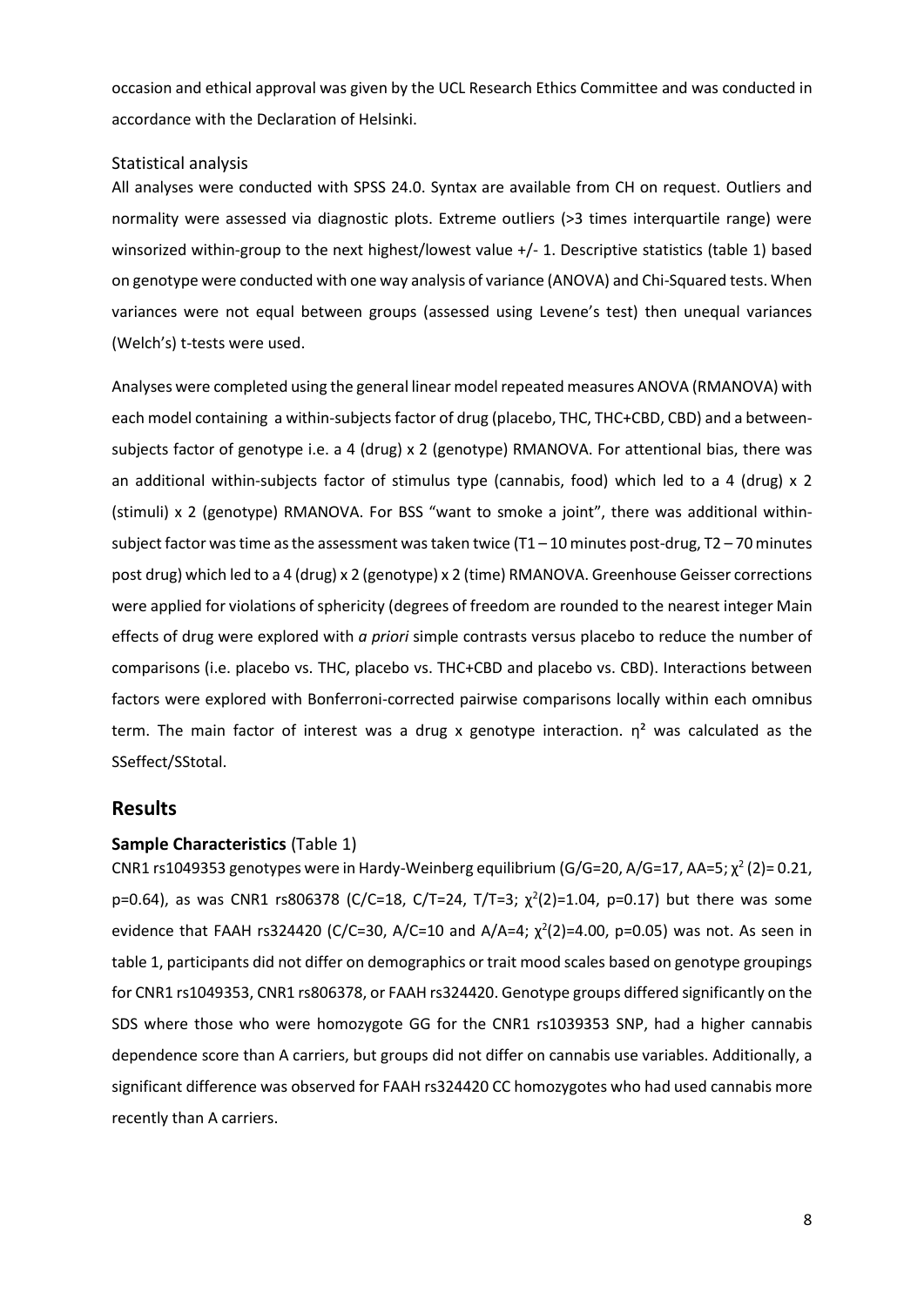occasion and ethical approval was given by the UCL Research Ethics Committee and was conducted in accordance with the Declaration of Helsinki.

### Statistical analysis

All analyses were conducted with SPSS 24.0. Syntax are available from CH on request. Outliers and normality were assessed via diagnostic plots. Extreme outliers (>3 times interquartile range) were winsorized within-group to the next highest/lowest value +/- 1. Descriptive statistics (table 1) based on genotype were conducted with one way analysis of variance (ANOVA) and Chi-Squared tests. When variances were not equal between groups (assessed using Levene's test) then unequal variances (Welch's) t-tests were used.

Analyses were completed using the general linear model repeated measures ANOVA (RMANOVA) with each model containing a within-subjects factor of drug (placebo, THC, THC+CBD, CBD) and a between-subjects factor of genotype i.e. a 4 (drug) x 2 (genotype) RMANOVA. For attentional bias, there was an additional within-subjects factor of stimulus type (cannabis, food) which led to a 4 (drug) x 2 (stimuli) x 2 (genotype) RMANOVA. For BSS "want to smoke a joint", there was additional within-subject factor was time as the assessment was taken twice (T1 – 10 minutes post-drug, T2 – 70 minutes post drug) which led to a 4 (drug) x 2 (genotype) x 2 (time) RMANOVA. Greenhouse Geisser corrections were applied for violations of sphericity (degrees of freedom are rounded to the nearest integer Main effects of drug were explored with *a priori* simple contrasts versus placebo to reduce the number of comparisons (i.e. placebo vs. THC, placebo vs. THC+CBD and placebo vs. CBD). Interactions between factors were explored with Bonferroni-corrected pairwise comparisons locally within each omnibus term. The main factor of interest was a drug x genotype interaction. $\eta^2$ was calculated as the SSeffect/SStotal.

## Results

### **Sample Characteristics** (Table 1)

CNR1 rs1049353 genotypes were in Hardy-Weinberg equilibrium (G/G=20, A/G=17, AA=5; $\chi^2$ (2)= 0.21, p=0.64), as was CNR1 rs806378 (C/C=18, C/T=24, T/T=3; $\chi^2(2)$=1.04, p=0.17) but there was some evidence that FAAH rs324420 (C/C=30, A/C=10 and A/A=4; $\chi^2(2)$=4.00, p=0.05) was not. As seen in table 1, participants did not differ on demographics or trait mood scales based on genotype groupings for CNR1 rs1049353, CNR1 rs806378, or FAAH rs324420. Genotype groups differed significantly on the SDS where those who were homozygote GG for the CNR1 rs1039353 SNP, had a higher cannabis dependence score than A carriers, but groups did not differ on cannabis use variables. Additionally, a significant difference was observed for FAAH rs324420 CC homozygotes who had used cannabis more recently than A carriers.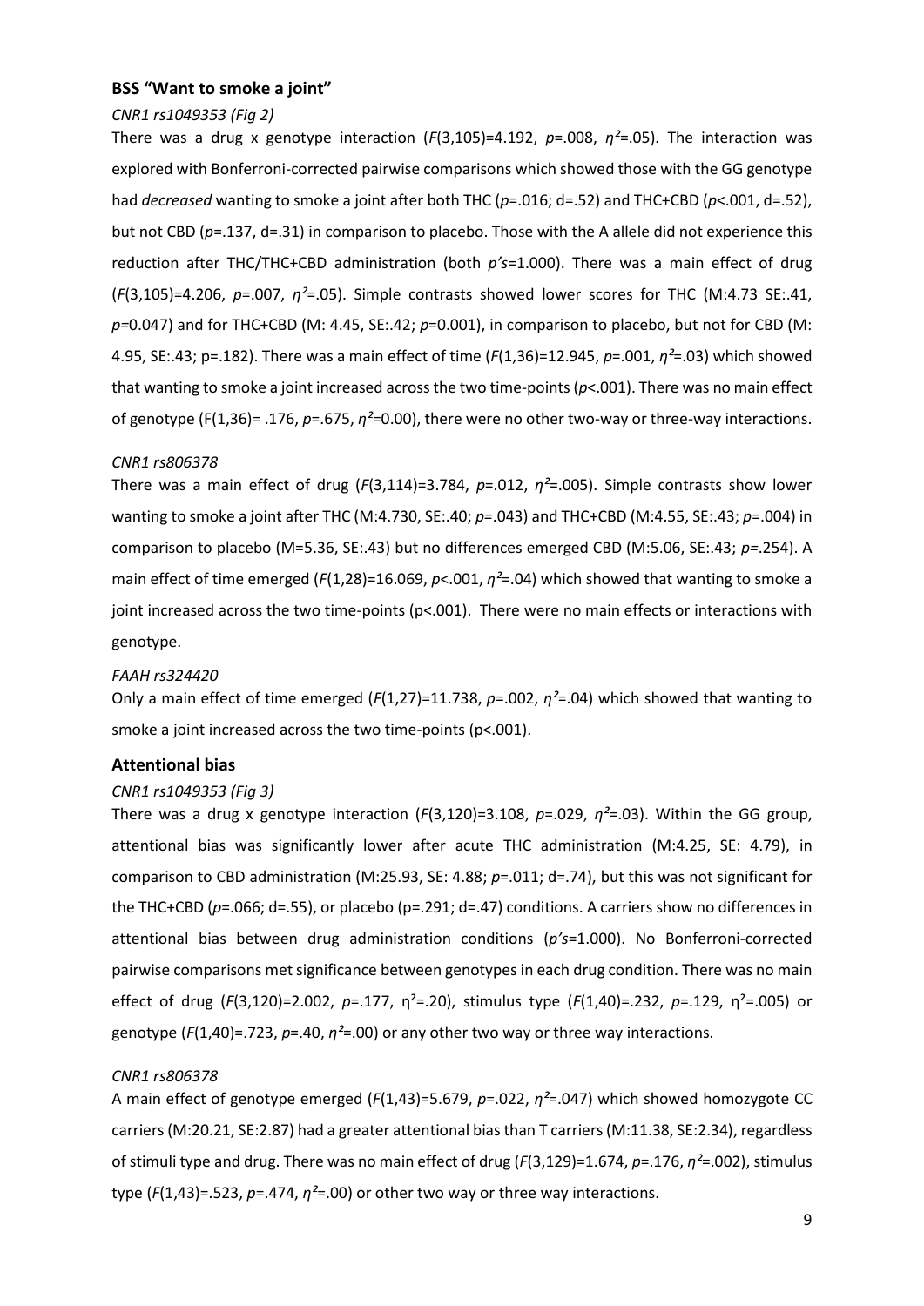### BSS "Want to smoke a joint"

*CNR1 rs1049353 (Fig 2)*

There was a drug x genotype interaction ($F$(3,105)=4.192, $p$=.008, $\eta^2$=.05). The interaction was explored with Bonferroni-corrected pairwise comparisons which showed those with the GG genotype had *decreased* wanting to smoke a joint after both THC ($p$=.016; d=.52) and THC+CBD ($p$<.001, d=.52), but not CBD ($p$=.137, d=.31) in comparison to placebo. Those with the A allele did not experience this reduction after THC/THC+CBD administration (both $p$'s=1.000). There was a main effect of drug ($F$(3,105)=4.206, $p$=.007, $\eta^2$=.05). Simple contrasts showed lower scores for THC (M:4.73 SE:.41, $p$=0.047) and for THC+CBD (M: 4.45, SE:.42; $p$=0.001), in comparison to placebo, but not for CBD (M: 4.95, SE:.43; p=.182). There was a main effect of time ($F$(1,36)=12.945, $p$=.001, $\eta^2$=.03) which showed that wanting to smoke a joint increased across the two time-points ($p$<.001). There was no main effect of genotype (F(1,36)= .176, $p$=.675, $\eta^2$=0.00), there were no other two-way or three-way interactions.

*CNR1 rs806378*

There was a main effect of drug ($F$(3,114)=3.784, $p$=.012, $\eta^2$=.005). Simple contrasts show lower wanting to smoke a joint after THC (M:4.730, SE:.40; $p$=.043) and THC+CBD (M:4.55, SE:.43; $p$=.004) in comparison to placebo (M=5.36, SE:.43) but no differences emerged CBD (M:5.06, SE:.43; $p$=.254). A main effect of time emerged ($F$(1,28)=16.069, $p$<.001, $\eta^2$=.04) which showed that wanting to smoke a joint increased across the two time-points (p<.001). There were no main effects or interactions with genotype.

*FAAH rs324420*

Only a main effect of time emerged ($F$(1,27)=11.738, $p$=.002, $\eta^2$=.04) which showed that wanting to smoke a joint increased across the two time-points (p<.001).

### Attentional bias

*CNR1 rs1049353 (Fig 3)*

There was a drug x genotype interaction ($F$(3,120)=3.108, $p$=.029, $\eta^2$=.03). Within the GG group, attentional bias was significantly lower after acute THC administration (M:4.25, SE: 4.79), in comparison to CBD administration (M:25.93, SE: 4.88; $p$=.011; d=.74), but this was not significant for the THC+CBD ($p$=.066; d=.55), or placebo (p=.291; d=.47) conditions. A carriers show no differences in attentional bias between drug administration conditions ($p$'s=1.000). No Bonferroni-corrected pairwise comparisons met significance between genotypes in each drug condition. There was no main effect of drug ($F$(3,120)=2.002, $p$=.177, $\eta^2$=.20), stimulus type ($F$(1,40)=.232, $p$=.129, $\eta^2$=.005) or genotype ($F$(1,40)=.723, $p$=.40, $\eta^2$=.00) or any other two way or three way interactions.

*CNR1 rs806378*

A main effect of genotype emerged ($F$(1,43)=5.679, $p$=.022, $\eta^2$=.047) which showed homozygote CC carriers (M:20.21, SE:2.87) had a greater attentional bias than T carriers (M:11.38, SE:2.34), regardless of stimuli type and drug. There was no main effect of drug ($F$(3,129)=1.674, $p$=.176, $\eta^2$=.002), stimulus type ($F$(1,43)=.523, $p$=.474, $\eta^2$=.00) or other two way or three way interactions.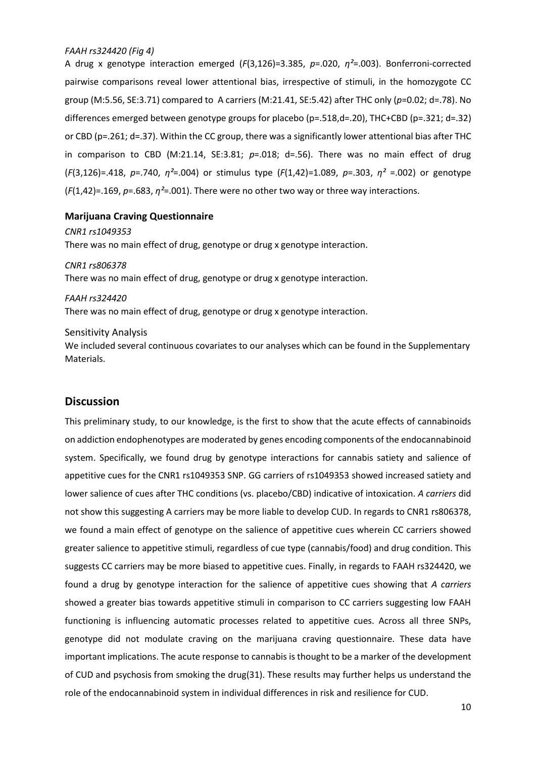*FAAH rs324420 (Fig 4)*

A drug x genotype interaction emerged ($F$(3,126)=3.385, $p$=.020, $\eta^2$=.003). Bonferroni-corrected pairwise comparisons reveal lower attentional bias, irrespective of stimuli, in the homozygote CC group (M:5.56, SE:3.71) compared to A carriers (M:21.41, SE:5.42) after THC only ($p$=0.02; d=.78). No differences emerged between genotype groups for placebo (p=.518,d=.20), THC+CBD (p=.321; d=.32) or CBD (p=.261; d=.37). Within the CC group, there was a significantly lower attentional bias after THC in comparison to CBD (M:21.14, SE:3.81; $p$=.018; d=.56). There was no main effect of drug ($F$(3,126)=.418, $p$=.740, $\eta^2$=.004) or stimulus type ($F$(1,42)=1.089, $p$=.303, $\eta^2$ =.002) or genotype ($F$(1,42)=.169, $p$=.683, $\eta^2$=.001). There were no other two way or three way interactions.

### Marijuana Craving Questionnaire

*CNR1 rs1049353*

There was no main effect of drug, genotype or drug x genotype interaction.

*CNR1 rs806378*

There was no main effect of drug, genotype or drug x genotype interaction.

*FAAH rs324420*

There was no main effect of drug, genotype or drug x genotype interaction.

Sensitivity Analysis

We included several continuous covariates to our analyses which can be found in the Supplementary Materials.

## Discussion

This preliminary study, to our knowledge, is the first to show that the acute effects of cannabinoids on addiction endophenotypes are moderated by genes encoding components of the endocannabinoid system. Specifically, we found drug by genotype interactions for cannabis satiety and salience of appetitive cues for the CNR1 rs1049353 SNP. GG carriers of rs1049353 showed increased satiety and lower salience of cues after THC conditions (vs. placebo/CBD) indicative of intoxication. *A carriers* did not show this suggesting A carriers may be more liable to develop CUD. In regards to CNR1 rs806378, we found a main effect of genotype on the salience of appetitive cues wherein CC carriers showed greater salience to appetitive stimuli, regardless of cue type (cannabis/food) and drug condition. This suggests CC carriers may be more biased to appetitive cues. Finally, in regards to FAAH rs324420, we found a drug by genotype interaction for the salience of appetitive cues showing that *A carriers* showed a greater bias towards appetitive stimuli in comparison to CC carriers suggesting low FAAH functioning is influencing automatic processes related to appetitive cues. Across all three SNPs, genotype did not modulate craving on the marijuana craving questionnaire. These data have important implications. The acute response to cannabis is thought to be a marker of the development of CUD and psychosis from smoking the drug(31). These results may further helps us understand the role of the endocannabinoid system in individual differences in risk and resilience for CUD.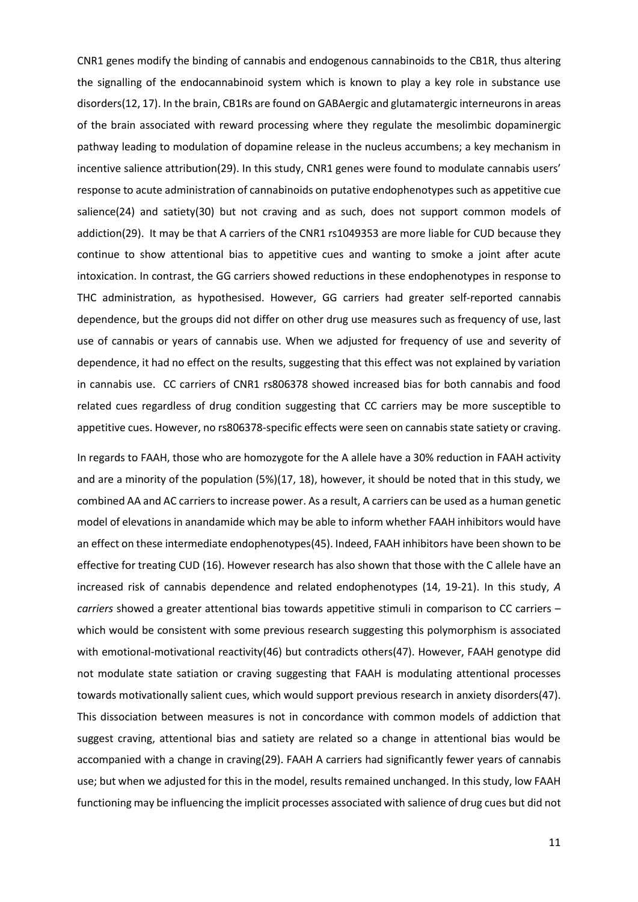CNR1 genes modify the binding of cannabis and endogenous cannabinoids to the CB1R, thus altering the signalling of the endocannabinoid system which is known to play a key role in substance use disorders(12, 17). In the brain, CB1Rs are found on GABAergic and glutamatergic interneurons in areas of the brain associated with reward processing where they regulate the mesolimbic dopaminergic pathway leading to modulation of dopamine release in the nucleus accumbens; a key mechanism in incentive salience attribution(29). In this study, CNR1 genes were found to modulate cannabis users' response to acute administration of cannabinoids on putative endophenotypes such as appetitive cue salience(24) and satiety(30) but not craving and as such, does not support common models of addiction(29). It may be that A carriers of the CNR1 rs1049353 are more liable for CUD because they continue to show attentional bias to appetitive cues and wanting to smoke a joint after acute intoxication. In contrast, the GG carriers showed reductions in these endophenotypes in response to THC administration, as hypothesised. However, GG carriers had greater self-reported cannabis dependence, but the groups did not differ on other drug use measures such as frequency of use, last use of cannabis or years of cannabis use. When we adjusted for frequency of use and severity of dependence, it had no effect on the results, suggesting that this effect was not explained by variation in cannabis use. CC carriers of CNR1 rs806378 showed increased bias for both cannabis and food related cues regardless of drug condition suggesting that CC carriers may be more susceptible to appetitive cues. However, no rs806378-specific effects were seen on cannabis state satiety or craving.

In regards to FAAH, those who are homozygote for the A allele have a 30% reduction in FAAH activity and are a minority of the population (5%)(17, 18), however, it should be noted that in this study, we combined AA and AC carriers to increase power. As a result, A carriers can be used as a human genetic model of elevations in anandamide which may be able to inform whether FAAH inhibitors would have an effect on these intermediate endophenotypes(45). Indeed, FAAH inhibitors have been shown to be effective for treating CUD (16). However research has also shown that those with the C allele have an increased risk of cannabis dependence and related endophenotypes (14, 19-21). In this study, *A carriers* showed a greater attentional bias towards appetitive stimuli in comparison to CC carriers – which would be consistent with some previous research suggesting this polymorphism is associated with emotional-motivational reactivity(46) but contradicts others(47). However, FAAH genotype did not modulate state satiation or craving suggesting that FAAH is modulating attentional processes towards motivationally salient cues, which would support previous research in anxiety disorders(47). This dissociation between measures is not in concordance with common models of addiction that suggest craving, attentional bias and satiety are related so a change in attentional bias would be accompanied with a change in craving(29). FAAH A carriers had significantly fewer years of cannabis use; but when we adjusted for this in the model, results remained unchanged. In this study, low FAAH functioning may be influencing the implicit processes associated with salience of drug cues but did not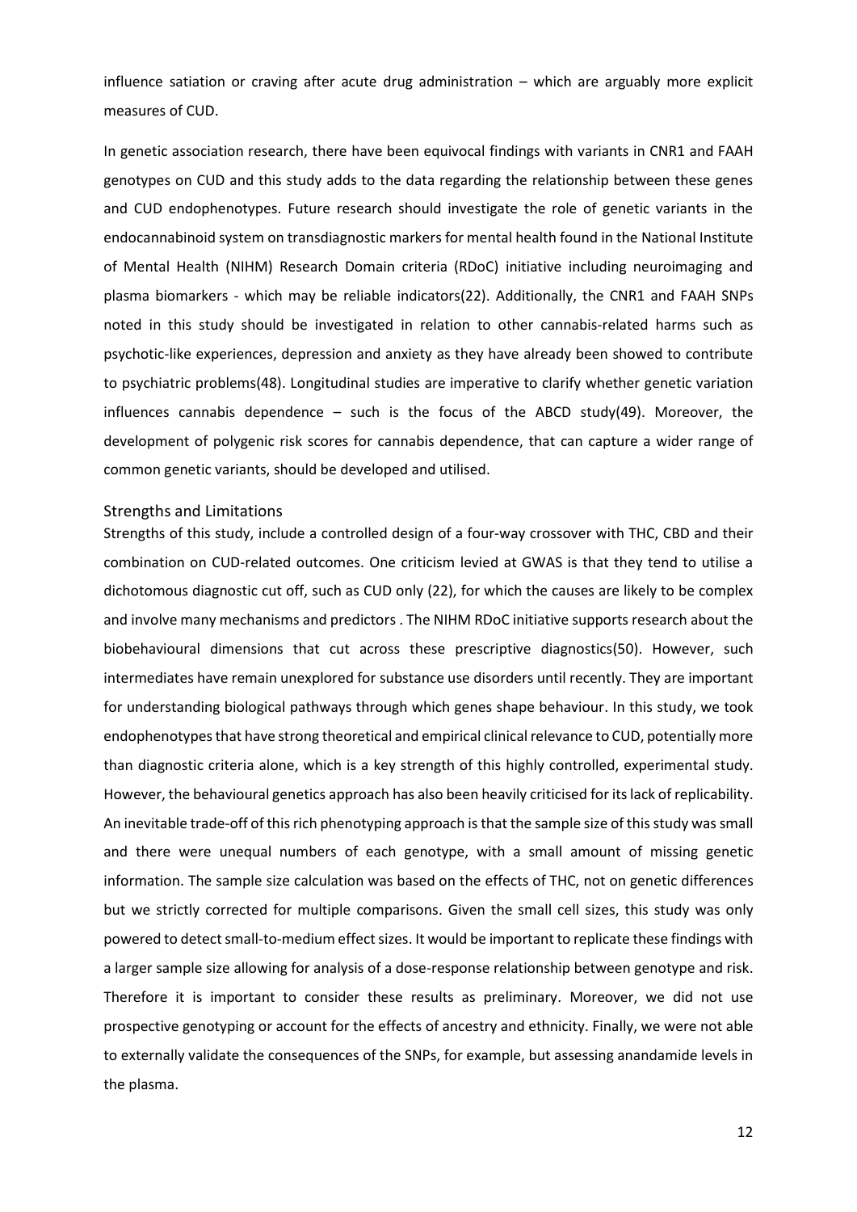influence satiation or craving after acute drug administration – which are arguably more explicit measures of CUD.

In genetic association research, there have been equivocal findings with variants in CNR1 and FAAH genotypes on CUD and this study adds to the data regarding the relationship between these genes and CUD endophenotypes. Future research should investigate the role of genetic variants in the endocannabinoid system on transdiagnostic markers for mental health found in the National Institute of Mental Health (NIHM) Research Domain criteria (RDoC) initiative including neuroimaging and plasma biomarkers - which may be reliable indicators(22). Additionally, the CNR1 and FAAH SNPs noted in this study should be investigated in relation to other cannabis-related harms such as psychotic-like experiences, depression and anxiety as they have already been showed to contribute to psychiatric problems(48). Longitudinal studies are imperative to clarify whether genetic variation influences cannabis dependence – such is the focus of the ABCD study(49). Moreover, the development of polygenic risk scores for cannabis dependence, that can capture a wider range of common genetic variants, should be developed and utilised.

## Strengths and Limitations

Strengths of this study, include a controlled design of a four-way crossover with THC, CBD and their combination on CUD-related outcomes. One criticism levied at GWAS is that they tend to utilise a dichotomous diagnostic cut off, such as CUD only (22), for which the causes are likely to be complex and involve many mechanisms and predictors . The NIHM RDoC initiative supports research about the biobehavioural dimensions that cut across these prescriptive diagnostics(50). However, such intermediates have remain unexplored for substance use disorders until recently. They are important for understanding biological pathways through which genes shape behaviour. In this study, we took endophenotypes that have strong theoretical and empirical clinical relevance to CUD, potentially more than diagnostic criteria alone, which is a key strength of this highly controlled, experimental study. However, the behavioural genetics approach has also been heavily criticised for its lack of replicability. An inevitable trade-off of this rich phenotyping approach is that the sample size of this study was small and there were unequal numbers of each genotype, with a small amount of missing genetic information. The sample size calculation was based on the effects of THC, not on genetic differences but we strictly corrected for multiple comparisons. Given the small cell sizes, this study was only powered to detect small-to-medium effect sizes. It would be important to replicate these findings with a larger sample size allowing for analysis of a dose-response relationship between genotype and risk. Therefore it is important to consider these results as preliminary. Moreover, we did not use prospective genotyping or account for the effects of ancestry and ethnicity. Finally, we were not able to externally validate the consequences of the SNPs, for example, but assessing anandamide levels in the plasma.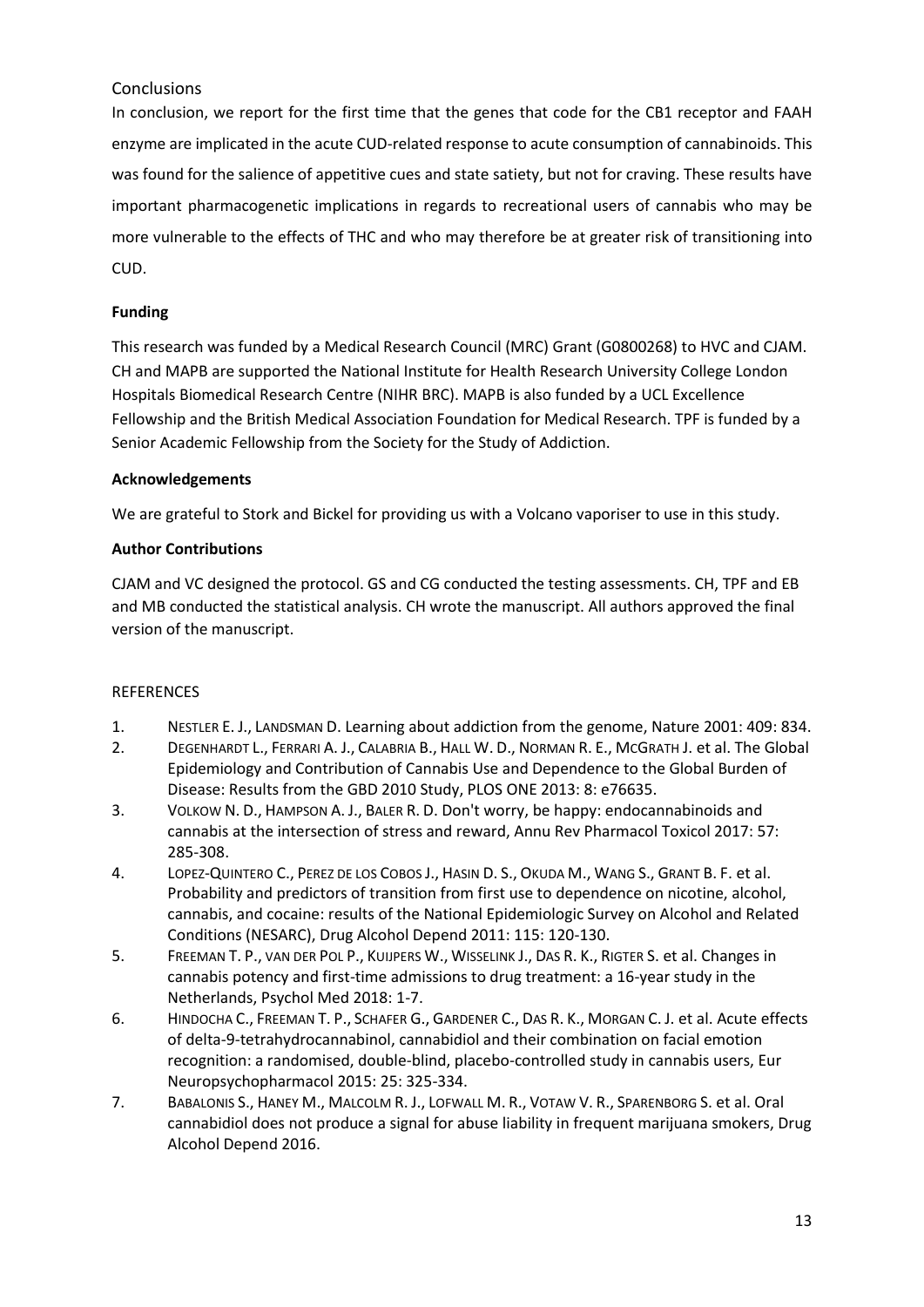## Conclusions

In conclusion, we report for the first time that the genes that code for the CB1 receptor and FAAH enzyme are implicated in the acute CUD-related response to acute consumption of cannabinoids. This was found for the salience of appetitive cues and state satiety, but not for craving. These results have important pharmacogenetic implications in regards to recreational users of cannabis who may be more vulnerable to the effects of THC and who may therefore be at greater risk of transitioning into CUD.

**Funding**

This research was funded by a Medical Research Council (MRC) Grant (G0800268) to HVC and CJAM. CH and MAPB are supported the National Institute for Health Research University College London Hospitals Biomedical Research Centre (NIHR BRC). MAPB is also funded by a UCL Excellence Fellowship and the British Medical Association Foundation for Medical Research. TPF is funded by a Senior Academic Fellowship from the Society for the Study of Addiction.

**Acknowledgements**

We are grateful to Stork and Bickel for providing us with a Volcano vaporiser to use in this study.

**Author Contributions**

CJAM and VC designed the protocol. GS and CG conducted the testing assessments. CH, TPF and EB and MB conducted the statistical analysis. CH wrote the manuscript. All authors approved the final version of the manuscript.

REFERENCES

1. NESTLER E. J., LANDSMAN D. Learning about addiction from the genome, Nature 2001: 409: 834.
2. DEGENHARDT L., FERRARI A. J., CALABRIA B., HALL W. D., NORMAN R. E., MCGRATH J. et al. The Global Epidemiology and Contribution of Cannabis Use and Dependence to the Global Burden of Disease: Results from the GBD 2010 Study, PLOS ONE 2013: 8: e76635.
3. VOLKOW N. D., HAMPSON A. J., BALER R. D. Don't worry, be happy: endocannabinoids and cannabis at the intersection of stress and reward, Annu Rev Pharmacol Toxicol 2017: 57: 285-308.
4. LOPEZ-QUINTERO C., PEREZ DE LOS COBOS J., HASIN D. S., OKUDA M., WANG S., GRANT B. F. et al. Probability and predictors of transition from first use to dependence on nicotine, alcohol, cannabis, and cocaine: results of the National Epidemiologic Survey on Alcohol and Related Conditions (NESARC), Drug Alcohol Depend 2011: 115: 120-130.
5. FREEMAN T. P., VAN DER POL P., KUIJPERS W., WISSELINK J., DAS R. K., RIGTER S. et al. Changes in cannabis potency and first-time admissions to drug treatment: a 16-year study in the Netherlands, Psychol Med 2018: 1-7.
6. HINDOCHA C., FREEMAN T. P., SCHAFER G., GARDENER C., DAS R. K., MORGAN C. J. et al. Acute effects of delta-9-tetrahydrocannabinol, cannabidiol and their combination on facial emotion recognition: a randomised, double-blind, placebo-controlled study in cannabis users, Eur Neuropsychopharmacol 2015: 25: 325-334.
7. BABALONIS S., HANEY M., MALCOLM R. J., LOFWALL M. R., VOTAW V. R., SPARENBORG S. et al. Oral cannabidiol does not produce a signal for abuse liability in frequent marijuana smokers, Drug Alcohol Depend 2016.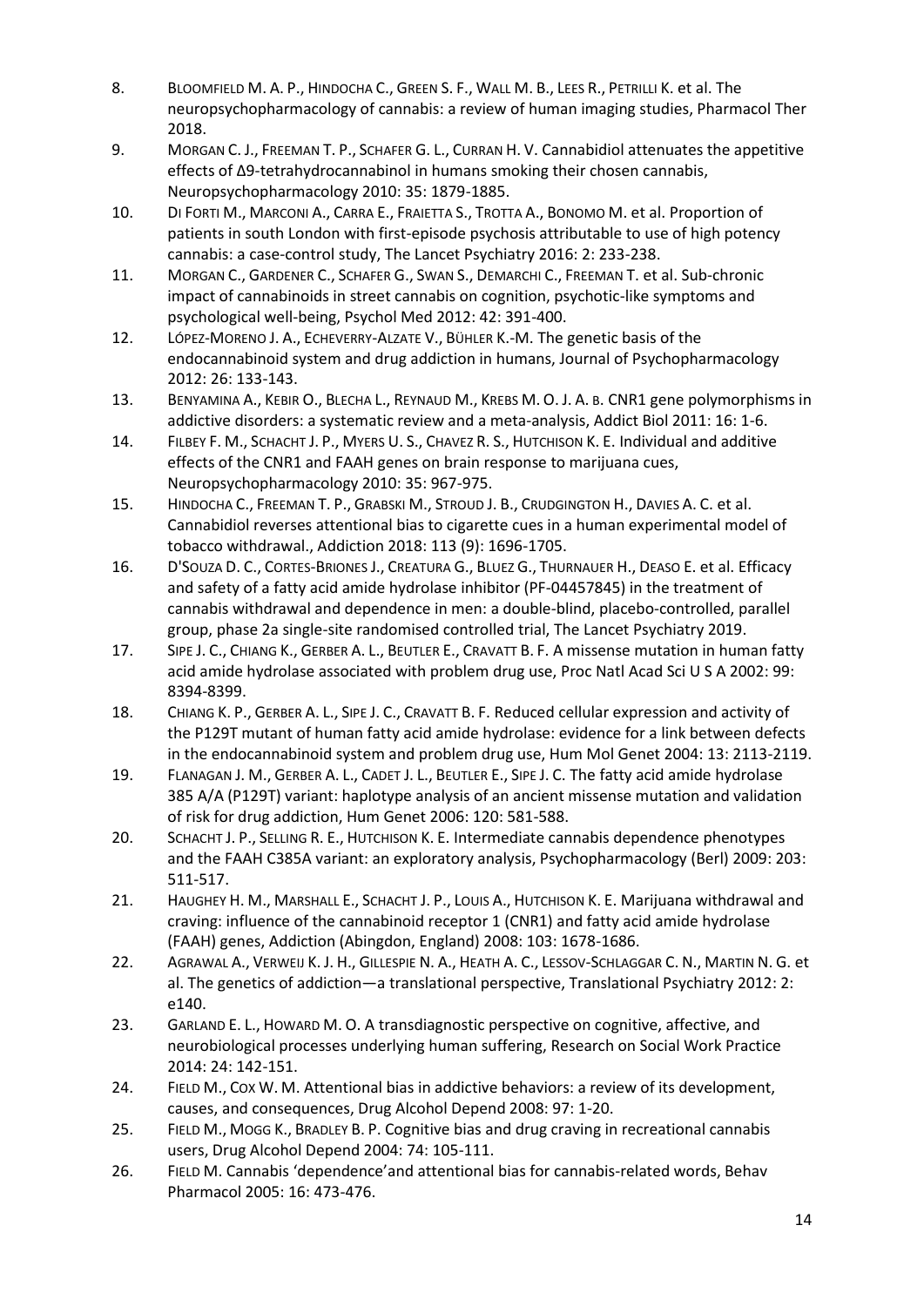8. BLOOMFIELD M. A. P., HINDOCHA C., GREEN S. F., WALL M. B., LEES R., PETRILLI K. et al. The neuropsychopharmacology of cannabis: a review of human imaging studies, Pharmacol Ther 2018.
9. MORGAN C. J., FREEMAN T. P., SCHAFER G. L., CURRAN H. V. Cannabidiol attenuates the appetitive effects of Δ9-tetrahydrocannabinol in humans smoking their chosen cannabis, Neuropsychopharmacology 2010: 35: 1879-1885.
10. DI FORTI M., MARCONI A., CARRA E., FRAIETTA S., TROTTA A., BONOMO M. et al. Proportion of patients in south London with first-episode psychosis attributable to use of high potency cannabis: a case-control study, The Lancet Psychiatry 2016: 2: 233-238.
11. MORGAN C., GARDENER C., SCHAFER G., SWAN S., DEMARCHI C., FREEMAN T. et al. Sub-chronic impact of cannabinoids in street cannabis on cognition, psychotic-like symptoms and psychological well-being, Psychol Med 2012: 42: 391-400.
12. LÓPEZ-MORENO J. A., ECHEVERRY-ALZATE V., BÜHLER K.-M. The genetic basis of the endocannabinoid system and drug addiction in humans, Journal of Psychopharmacology 2012: 26: 133-143.
13. BENYAMINA A., KEBIR O., BLECHA L., REYNAUD M., KREBS M. O. J. A. B. CNR1 gene polymorphisms in addictive disorders: a systematic review and a meta-analysis, Addict Biol 2011: 16: 1-6.
14. FILBEY F. M., SCHACHT J. P., MYERS U. S., CHAVEZ R. S., HUTCHISON K. E. Individual and additive effects of the CNR1 and FAAH genes on brain response to marijuana cues, Neuropsychopharmacology 2010: 35: 967-975.
15. HINDOCHA C., FREEMAN T. P., GRABSKI M., STROUD J. B., CRUDGINGTON H., DAVIES A. C. et al. Cannabidiol reverses attentional bias to cigarette cues in a human experimental model of tobacco withdrawal., Addiction 2018: 113 (9): 1696-1705.
16. D'SOUZA D. C., CORTES-BRIONES J., CREATURA G., BLUEZ G., THURNAUER H., DEASO E. et al. Efficacy and safety of a fatty acid amide hydrolase inhibitor (PF-04457845) in the treatment of cannabis withdrawal and dependence in men: a double-blind, placebo-controlled, parallel group, phase 2a single-site randomised controlled trial, The Lancet Psychiatry 2019.
17. SIPE J. C., CHIANG K., GERBER A. L., BEUTLER E., CRAVATT B. F. A missense mutation in human fatty acid amide hydrolase associated with problem drug use, Proc Natl Acad Sci U S A 2002: 99: 8394-8399.
18. CHIANG K. P., GERBER A. L., SIPE J. C., CRAVATT B. F. Reduced cellular expression and activity of the P129T mutant of human fatty acid amide hydrolase: evidence for a link between defects in the endocannabinoid system and problem drug use, Hum Mol Genet 2004: 13: 2113-2119.
19. FLANAGAN J. M., GERBER A. L., CADET J. L., BEUTLER E., SIPE J. C. The fatty acid amide hydrolase 385 A/A (P129T) variant: haplotype analysis of an ancient missense mutation and validation of risk for drug addiction, Hum Genet 2006: 120: 581-588.
20. SCHACHT J. P., SELLING R. E., HUTCHISON K. E. Intermediate cannabis dependence phenotypes and the FAAH C385A variant: an exploratory analysis, Psychopharmacology (Berl) 2009: 203: 511-517.
21. HAUGHEY H. M., MARSHALL E., SCHACHT J. P., LOUIS A., HUTCHISON K. E. Marijuana withdrawal and craving: influence of the cannabinoid receptor 1 (CNR1) and fatty acid amide hydrolase (FAAH) genes, Addiction (Abingdon, England) 2008: 103: 1678-1686.
22. AGRAWAL A., VERWEIJ K. J. H., GILLESPIE N. A., HEATH A. C., LESSOV-SCHLAGGAR C. N., MARTIN N. G. et al. The genetics of addiction—a translational perspective, Translational Psychiatry 2012: 2: e140.
23. GARLAND E. L., HOWARD M. O. A transdiagnostic perspective on cognitive, affective, and neurobiological processes underlying human suffering, Research on Social Work Practice 2014: 24: 142-151.
24. FIELD M., COX W. M. Attentional bias in addictive behaviors: a review of its development, causes, and consequences, Drug Alcohol Depend 2008: 97: 1-20.
25. FIELD M., MOGG K., BRADLEY B. P. Cognitive bias and drug craving in recreational cannabis users, Drug Alcohol Depend 2004: 74: 105-111.
26. FIELD M. Cannabis 'dependence'and attentional bias for cannabis-related words, Behav Pharmacol 2005: 16: 473-476.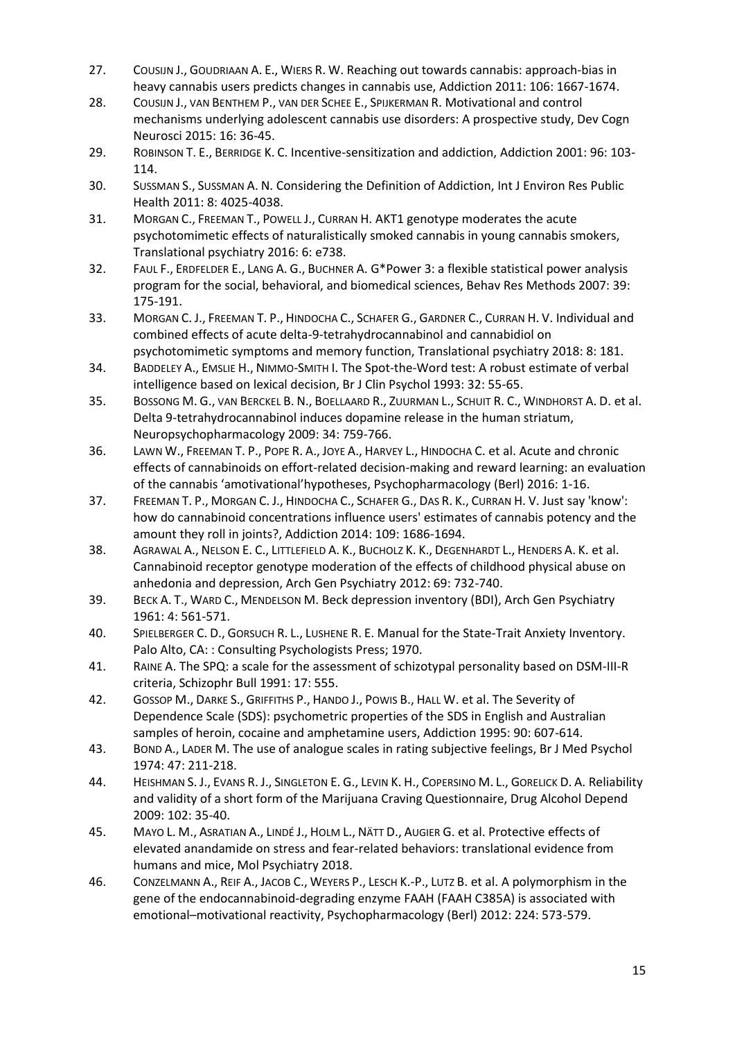27. COUSIJN J., GOUDRIAAN A. E., WIERS R. W. Reaching out towards cannabis: approach-bias in heavy cannabis users predicts changes in cannabis use, Addiction 2011: 106: 1667-1674.
28. COUSIJN J., VAN BENTHEM P., VAN DER SCHEE E., SPIJKERMAN R. Motivational and control mechanisms underlying adolescent cannabis use disorders: A prospective study, Dev Cogn Neurosci 2015: 16: 36-45.
29. ROBINSON T. E., BERRIDGE K. C. Incentive-sensitization and addiction, Addiction 2001: 96: 103-114.
30. SUSSMAN S., SUSSMAN A. N. Considering the Definition of Addiction, Int J Environ Res Public Health 2011: 8: 4025-4038.
31. MORGAN C., FREEMAN T., POWELL J., CURRAN H. AKT1 genotype moderates the acute psychotomimetic effects of naturalistically smoked cannabis in young cannabis smokers, Translational psychiatry 2016: 6: e738.
32. FAUL F., ERDFELDER E., LANG A. G., BUCHNER A. G*Power 3: a flexible statistical power analysis program for the social, behavioral, and biomedical sciences, Behav Res Methods 2007: 39: 175-191.
33. MORGAN C. J., FREEMAN T. P., HINDOCHA C., SCHAFER G., GARDNER C., CURRAN H. V. Individual and combined effects of acute delta-9-tetrahydrocannabinol and cannabidiol on psychotomimetic symptoms and memory function, Translational psychiatry 2018: 8: 181.
34. BADDELEY A., EMSLIE H., NIMMO-SMITH I. The Spot-the-Word test: A robust estimate of verbal intelligence based on lexical decision, Br J Clin Psychol 1993: 32: 55-65.
35. BOSSONG M. G., VAN BERCKEL B. N., BOELLAARD R., ZUURMAN L., SCHUIT R. C., WINDHORST A. D. et al. Delta 9-tetrahydrocannabinol induces dopamine release in the human striatum, Neuropsychopharmacology 2009: 34: 759-766.
36. LAWN W., FREEMAN T. P., POPE R. A., JOYE A., HARVEY L., HINDOCHA C. et al. Acute and chronic effects of cannabinoids on effort-related decision-making and reward learning: an evaluation of the cannabis 'amotivational'hypotheses, Psychopharmacology (Berl) 2016: 1-16.
37. FREEMAN T. P., MORGAN C. J., HINDOCHA C., SCHAFER G., DAS R. K., CURRAN H. V. Just say 'know': how do cannabinoid concentrations influence users' estimates of cannabis potency and the amount they roll in joints?, Addiction 2014: 109: 1686-1694.
38. AGRAWAL A., NELSON E. C., LITTLEFIELD A. K., BUCHOLZ K. K., DEGENHARDT L., HENDERS A. K. et al. Cannabinoid receptor genotype moderation of the effects of childhood physical abuse on anhedonia and depression, Arch Gen Psychiatry 2012: 69: 732-740.
39. BECK A. T., WARD C., MENDELSON M. Beck depression inventory (BDI), Arch Gen Psychiatry 1961: 4: 561-571.
40. SPIELBERGER C. D., GORSUCH R. L., LUSHENE R. E. Manual for the State-Trait Anxiety Inventory. Palo Alto, CA: : Consulting Psychologists Press; 1970.
41. RAINE A. The SPQ: a scale for the assessment of schizotypal personality based on DSM-III-R criteria, Schizophr Bull 1991: 17: 555.
42. GOSSOP M., DARKE S., GRIFFITHS P., HANDO J., POWIS B., HALL W. et al. The Severity of Dependence Scale (SDS): psychometric properties of the SDS in English and Australian samples of heroin, cocaine and amphetamine users, Addiction 1995: 90: 607-614.
43. BOND A., LADER M. The use of analogue scales in rating subjective feelings, Br J Med Psychol 1974: 47: 211-218.
44. HEISHMAN S. J., EVANS R. J., SINGLETON E. G., LEVIN K. H., COPERSINO M. L., GORELICK D. A. Reliability and validity of a short form of the Marijuana Craving Questionnaire, Drug Alcohol Depend 2009: 102: 35-40.
45. MAYO L. M., ASRATIAN A., LINDÉ J., HOLM L., NÄTT D., AUGIER G. et al. Protective effects of elevated anandamide on stress and fear-related behaviors: translational evidence from humans and mice, Mol Psychiatry 2018.
46. CONZELMANN A., REIF A., JACOB C., WEYERS P., LESCH K.-P., LUTZ B. et al. A polymorphism in the gene of the endocannabinoid-degrading enzyme FAAH (FAAH C385A) is associated with emotional–motivational reactivity, Psychopharmacology (Berl) 2012: 224: 573-579.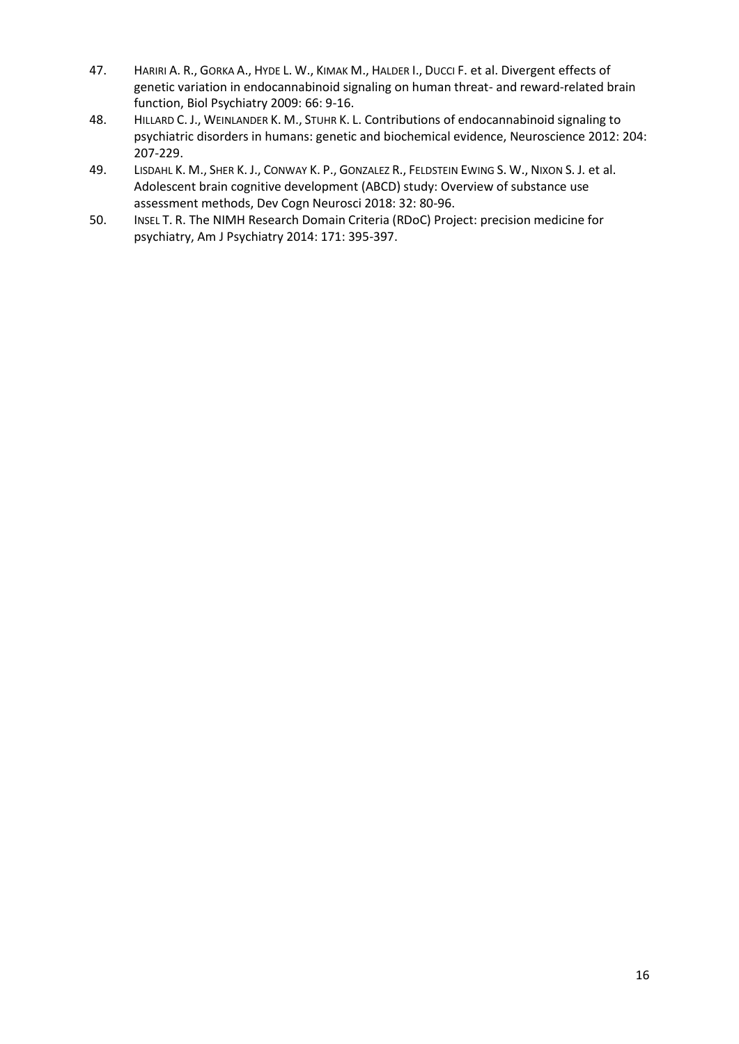47. HARIRI A. R., GORKA A., HYDE L. W., KIMAK M., HALDER I., DUCCI F. et al. Divergent effects of genetic variation in endocannabinoid signaling on human threat- and reward-related brain function, Biol Psychiatry 2009: 66: 9-16.
48. HILLARD C. J., WEINLANDER K. M., STUHR K. L. Contributions of endocannabinoid signaling to psychiatric disorders in humans: genetic and biochemical evidence, Neuroscience 2012: 204: 207-229.
49. LISDAHL K. M., SHER K. J., CONWAY K. P., GONZALEZ R., FELDSTEIN EWING S. W., NIXON S. J. et al. Adolescent brain cognitive development (ABCD) study: Overview of substance use assessment methods, Dev Cogn Neurosci 2018: 32: 80-96.
50. INSEL T. R. The NIMH Research Domain Criteria (RDoC) Project: precision medicine for psychiatry, Am J Psychiatry 2014: 171: 395-397.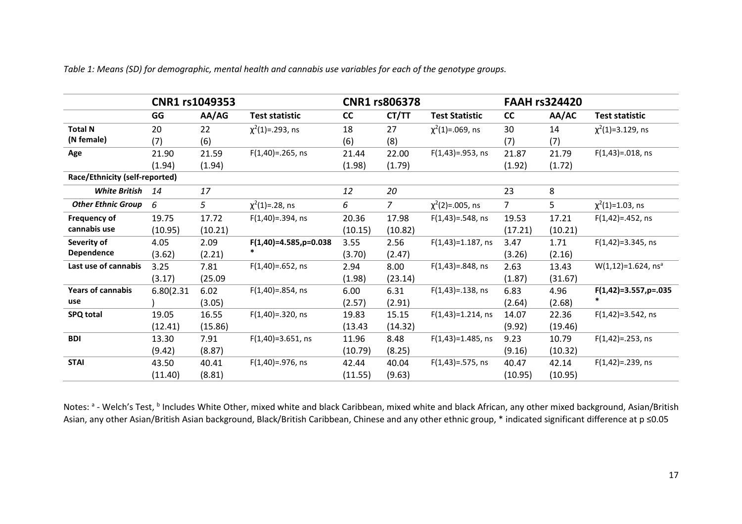*Table 1: Means (SD) for demographic, mental health and cannabis use variables for each of the genotype groups.*

| | **CNR1 rs1049353** | | | **CNR1 rs806378** | | | **FAAH rs324420** | | |
|---|---|---|---|---|---|---|---|---|---|
| | **GG** | **AA/AG** | **Test statistic** | **CC** | **CT/TT** | **Test Statistic** | **CC** | **AA/AC** | **Test statistic** |
| **Total N (N female)** | 20 (7) | 22 (6) | $\chi^2(1)$=.293, ns | 18 (6) | 27 (8) | $\chi^2(1)$=.069, ns | 30 (7) | 14 (7) | $\chi^2(1)$=3.129, ns |
| **Age** | 21.90 (1.94) | 21.59 (1.94) | F(1,40)=.265, ns | 21.44 (1.98) | 22.00 (1.79) | F(1,43)=.953, ns | 21.87 (1.92) | 21.79 (1.72) | F(1,43)=.018, ns |
| **Race/Ethnicity (self-reported)** | | | | | | | | | |
| ***White British*** | *14* | *17* | | *12* | *20* | | 23 | 8 | |
| ***Other Ethnic Group*** | *6* | *5* | $\chi^2(1)$=.28, ns | *6* | *7* | $\chi^2(2)$=.005, ns | 7 | 5 | $\chi^2(1)$=1.03, ns |
| **Frequency of cannabis use** | 19.75 (10.95) | 17.72 (10.21) | F(1,40)=.394, ns | 20.36 (10.15) | 17.98 (10.82) | F(1,43)=.548, ns | 19.53 (17.21) | 17.21 (10.21) | F(1,42)=.452, ns |
| **Severity of Dependence** | 4.05 (3.62) | 2.09 (2.21) | **F(1,40)=4.585,p=0.038 \*** | 3.55 (3.70) | 2.56 (2.47) | F(1,43)=1.187, ns | 3.47 (3.26) | 1.71 (2.16) | F(1,42)=3.345, ns |
| **Last use of cannabis** | 3.25 (3.17) | 7.81 (25.09 | F(1,40)=.652, ns | 2.94 (1.98) | 8.00 (23.14) | F(1,43)=.848, ns | 2.63 (1.87) | 13.43 (31.67) | W(1,12)=1.624, ns[a] |
| **Years of cannabis use** | 6.80(2.31 ) | 6.02 (3.05) | F(1,40)=.854, ns | 6.00 (2.57) | 6.31 (2.91) | F(1,43)=.138, ns | 6.83 (2.64) | 4.96 (2.68) | **F(1,42)=3.557,p=.035 \*** |
| **SPQ total** | 19.05 (12.41) | 16.55 (15.86) | F(1,40)=.320, ns | 19.83 (13.43 | 15.15 (14.32) | F(1,43)=1.214, ns | 14.07 (9.92) | 22.36 (19.46) | F(1,42)=3.542, ns |
| **BDI** | 13.30 (9.42) | 7.91 (8.87) | F(1,40)=3.651, ns | 11.96 (10.79) | 8.48 (8.25) | F(1,43)=1.485, ns | 9.23 (9.16) | 10.79 (10.32) | F(1,42)=.253, ns |
| **STAI** | 43.50 (11.40) | 40.41 (8.81) | F(1,40)=.976, ns | 42.44 (11.55) | 40.04 (9.63) | F(1,43)=.575, ns | 40.47 (10.95) | 42.14 (10.95) | F(1,42)=.239, ns |

Notes: [a] - Welch's Test, [b] Includes White Other, mixed white and black Caribbean, mixed white and black African, any other mixed background, Asian/British Asian, any other Asian/British Asian background, Black/British Caribbean, Chinese and any other ethnic group, * indicated significant difference at p ≤0.05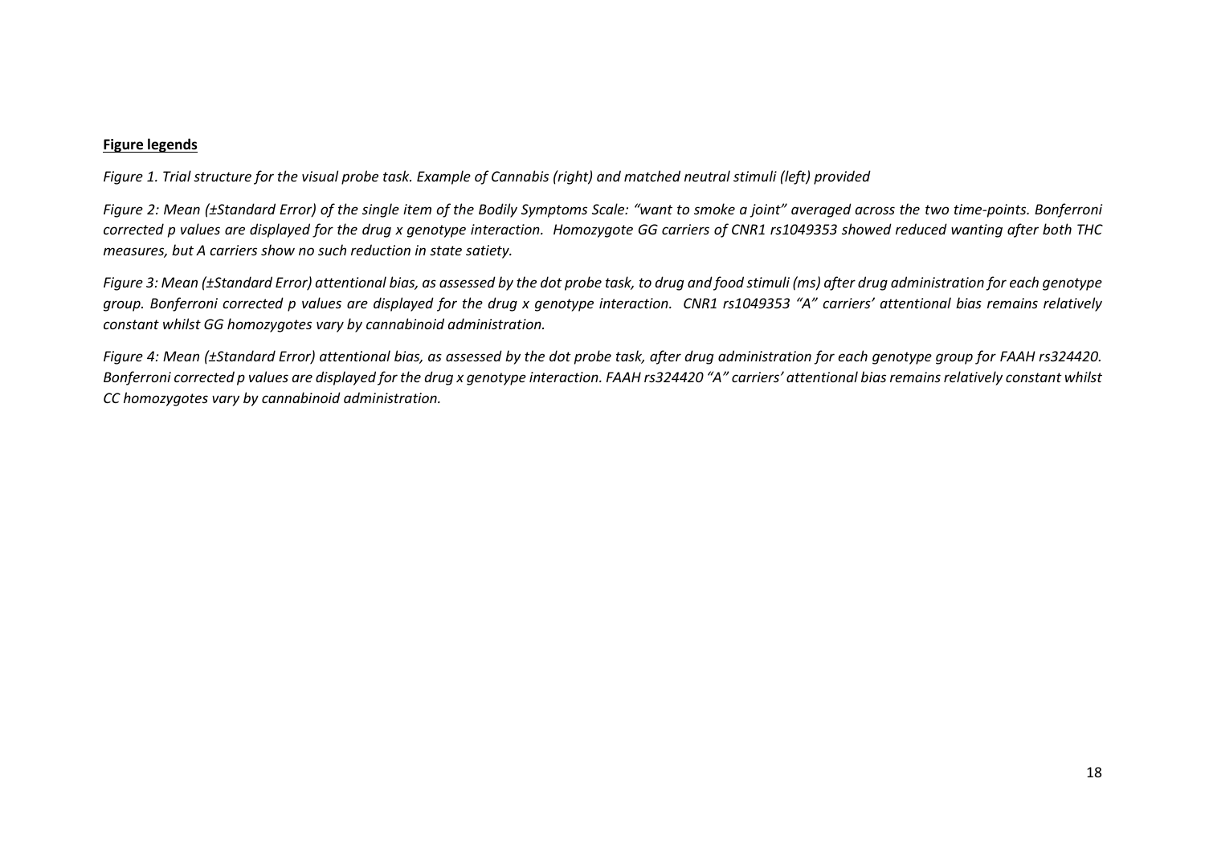**Figure legends**

*Figure 1. Trial structure for the visual probe task. Example of Cannabis (right) and matched neutral stimuli (left) provided*

*Figure 2: Mean (±Standard Error) of the single item of the Bodily Symptoms Scale: "want to smoke a joint" averaged across the two time-points. Bonferroni corrected p values are displayed for the drug x genotype interaction. Homozygote GG carriers of CNR1 rs1049353 showed reduced wanting after both THC measures, but A carriers show no such reduction in state satiety.*

*Figure 3: Mean (±Standard Error) attentional bias, as assessed by the dot probe task, to drug and food stimuli (ms) after drug administration for each genotype group. Bonferroni corrected p values are displayed for the drug x genotype interaction. CNR1 rs1049353 "A" carriers' attentional bias remains relatively constant whilst GG homozygotes vary by cannabinoid administration.*

*Figure 4: Mean (±Standard Error) attentional bias, as assessed by the dot probe task, after drug administration for each genotype group for FAAH rs324420. Bonferroni corrected p values are displayed for the drug x genotype interaction. FAAH rs324420 "A" carriers' attentional bias remains relatively constant whilst CC homozygotes vary by cannabinoid administration.*